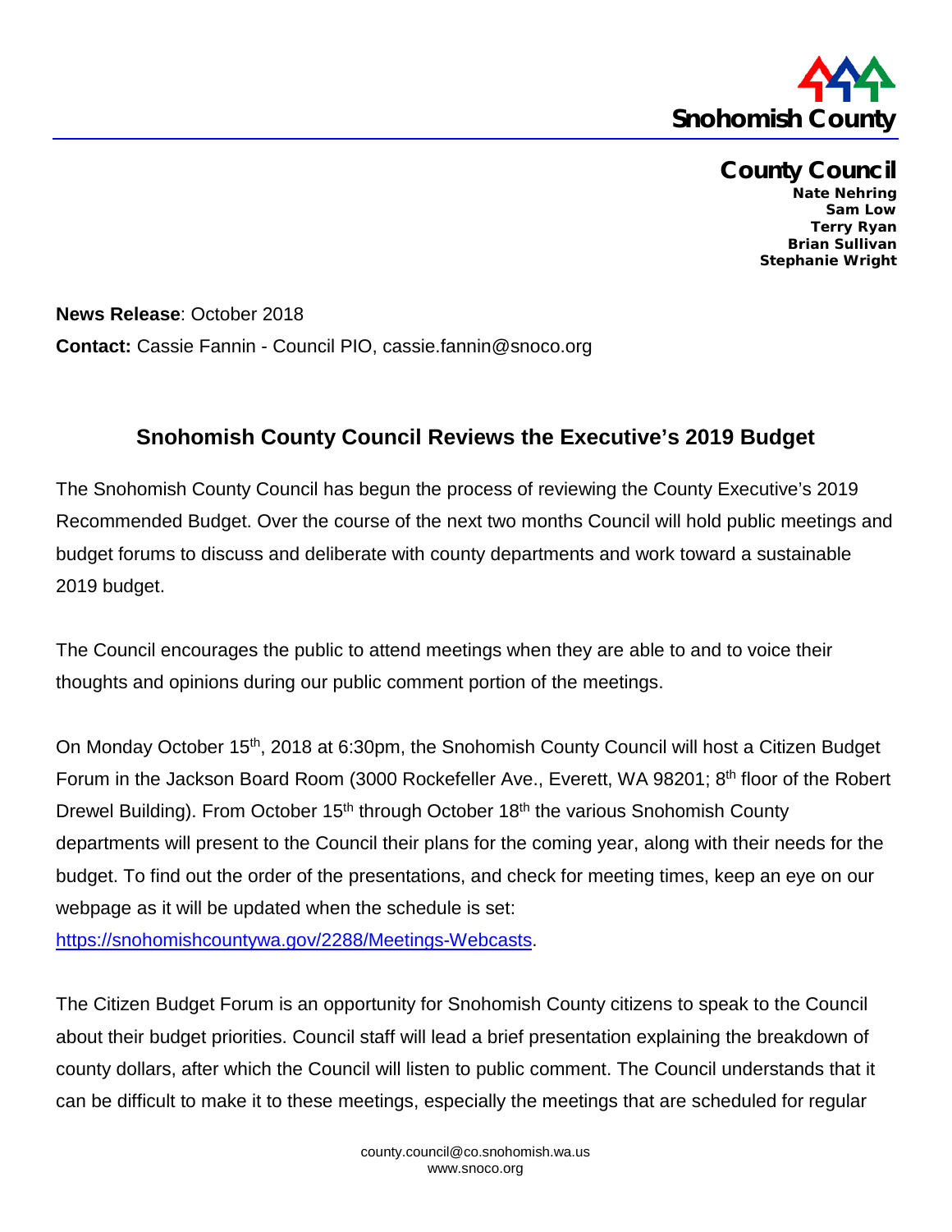Snohomish County

**County Council**

**Nate Nehring**
**Sam Low**
**Terry Ryan**
**Brian Sullivan**
**Stephanie Wright**

**News Release**: October 2018

**Contact:** Cassie Fannin - Council PIO, cassie.fannin@snoco.org

## Snohomish County Council Reviews the Executive's 2019 Budget

The Snohomish County Council has begun the process of reviewing the County Executive's 2019 Recommended Budget. Over the course of the next two months Council will hold public meetings and budget forums to discuss and deliberate with county departments and work toward a sustainable 2019 budget.

The Council encourages the public to attend meetings when they are able to and to voice their thoughts and opinions during our public comment portion of the meetings.

On Monday October 15th, 2018 at 6:30pm, the Snohomish County Council will host a Citizen Budget Forum in the Jackson Board Room (3000 Rockefeller Ave., Everett, WA 98201; 8th floor of the Robert Drewel Building). From October 15th through October 18th the various Snohomish County departments will present to the Council their plans for the coming year, along with their needs for the budget. To find out the order of the presentations, and check for meeting times, keep an eye on our webpage as it will be updated when the schedule is set: https://snohomishcountywa.gov/2288/Meetings-Webcasts.

The Citizen Budget Forum is an opportunity for Snohomish County citizens to speak to the Council about their budget priorities. Council staff will lead a brief presentation explaining the breakdown of county dollars, after which the Council will listen to public comment. The Council understands that it can be difficult to make it to these meetings, especially the meetings that are scheduled for regular

county.council@co.snohomish.wa.us
www.snoco.org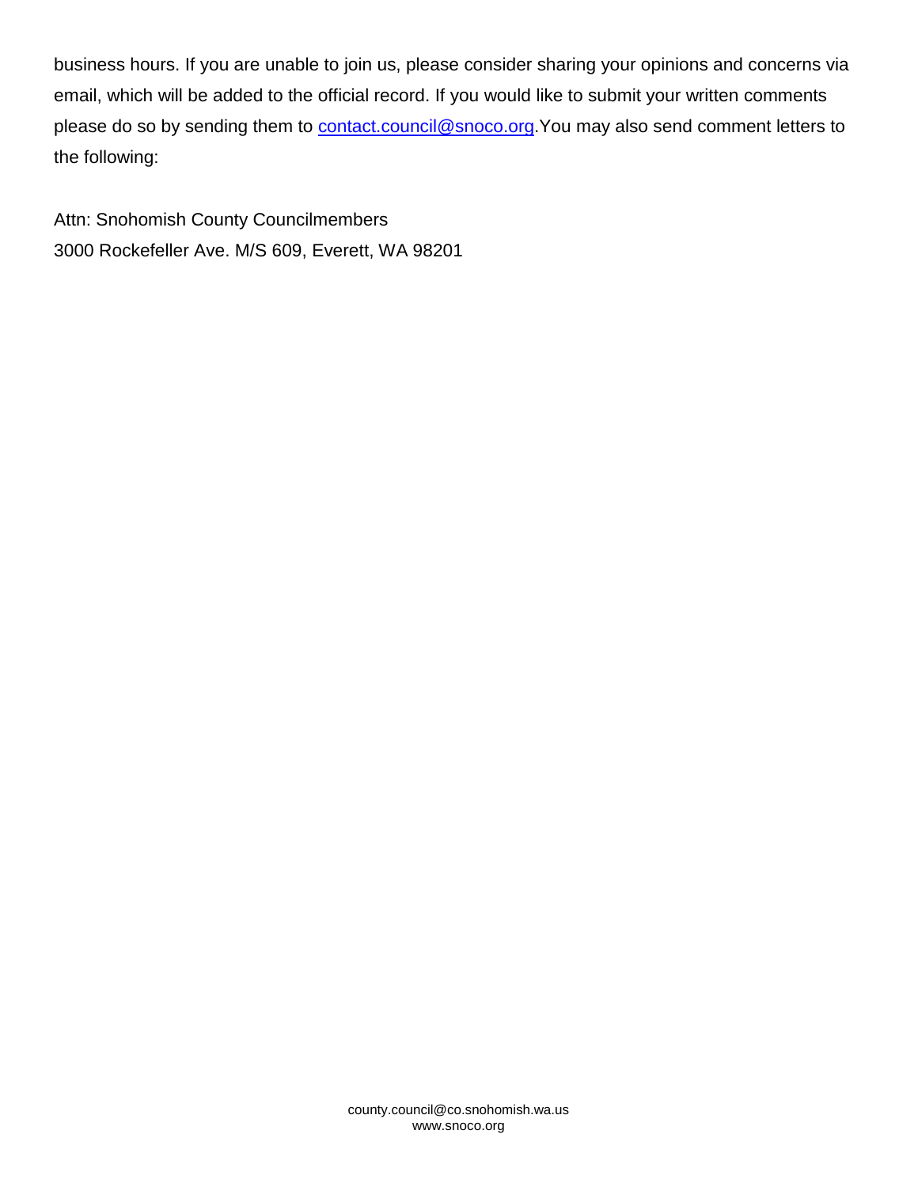business hours. If you are unable to join us, please consider sharing your opinions and concerns via email, which will be added to the official record. If you would like to submit your written comments please do so by sending them to contact.council@snoco.org.You may also send comment letters to the following:

Attn: Snohomish County Councilmembers
3000 Rockefeller Ave. M/S 609, Everett, WA 98201